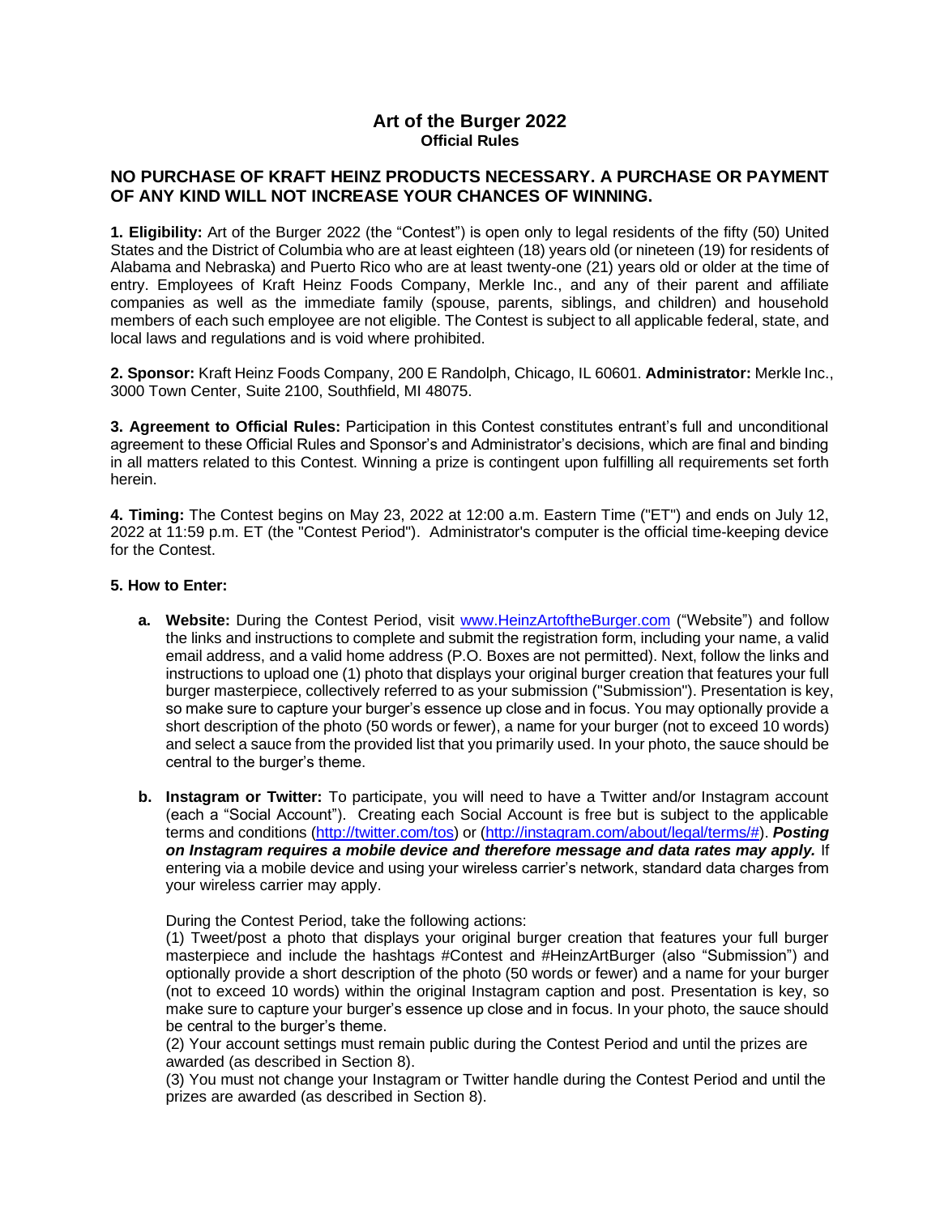# Art of the Burger 2022
## Official Rules

## NO PURCHASE OF KRAFT HEINZ PRODUCTS NECESSARY. A PURCHASE OR PAYMENT OF ANY KIND WILL NOT INCREASE YOUR CHANCES OF WINNING.

**1. Eligibility:** Art of the Burger 2022 (the "Contest") is open only to legal residents of the fifty (50) United States and the District of Columbia who are at least eighteen (18) years old (or nineteen (19) for residents of Alabama and Nebraska) and Puerto Rico who are at least twenty-one (21) years old or older at the time of entry. Employees of Kraft Heinz Foods Company, Merkle Inc., and any of their parent and affiliate companies as well as the immediate family (spouse, parents, siblings, and children) and household members of each such employee are not eligible. The Contest is subject to all applicable federal, state, and local laws and regulations and is void where prohibited.

**2. Sponsor:** Kraft Heinz Foods Company, 200 E Randolph, Chicago, IL 60601. **Administrator:** Merkle Inc., 3000 Town Center, Suite 2100, Southfield, MI 48075.

**3. Agreement to Official Rules:** Participation in this Contest constitutes entrant's full and unconditional agreement to these Official Rules and Sponsor's and Administrator's decisions, which are final and binding in all matters related to this Contest. Winning a prize is contingent upon fulfilling all requirements set forth herein.

**4. Timing:** The Contest begins on May 23, 2022 at 12:00 a.m. Eastern Time ("ET") and ends on July 12, 2022 at 11:59 p.m. ET (the "Contest Period"). Administrator's computer is the official time-keeping device for the Contest.

**5. How to Enter:**

a. **Website:** During the Contest Period, visit [www.HeinzArtoftheBurger.com](www.HeinzArtoftheBurger.com) ("Website") and follow the links and instructions to complete and submit the registration form, including your name, a valid email address, and a valid home address (P.O. Boxes are not permitted). Next, follow the links and instructions to upload one (1) photo that displays your original burger creation that features your full burger masterpiece, collectively referred to as your submission ("Submission"). Presentation is key, so make sure to capture your burger's essence up close and in focus. You may optionally provide a short description of the photo (50 words or fewer), a name for your burger (not to exceed 10 words) and select a sauce from the provided list that you primarily used. In your photo, the sauce should be central to the burger's theme.

b. **Instagram or Twitter:** To participate, you will need to have a Twitter and/or Instagram account (each a "Social Account"). Creating each Social Account is free but is subject to the applicable terms and conditions ([http://twitter.com/tos](http://twitter.com/tos)) or ([http://instagram.com/about/legal/terms/#](http://instagram.com/about/legal/terms/#)). ***Posting on Instagram requires a mobile device and therefore message and data rates may apply.*** If entering via a mobile device and using your wireless carrier's network, standard data charges from your wireless carrier may apply.

   During the Contest Period, take the following actions:
   
   (1) Tweet/post a photo that displays your original burger creation that features your full burger masterpiece and include the hashtags #Contest and #HeinzArtBurger (also "Submission") and optionally provide a short description of the photo (50 words or fewer) and a name for your burger (not to exceed 10 words) within the original Instagram caption and post. Presentation is key, so make sure to capture your burger's essence up close and in focus. In your photo, the sauce should be central to the burger's theme.
   
   (2) Your account settings must remain public during the Contest Period and until the prizes are awarded (as described in Section 8).
   
   (3) You must not change your Instagram or Twitter handle during the Contest Period and until the prizes are awarded (as described in Section 8).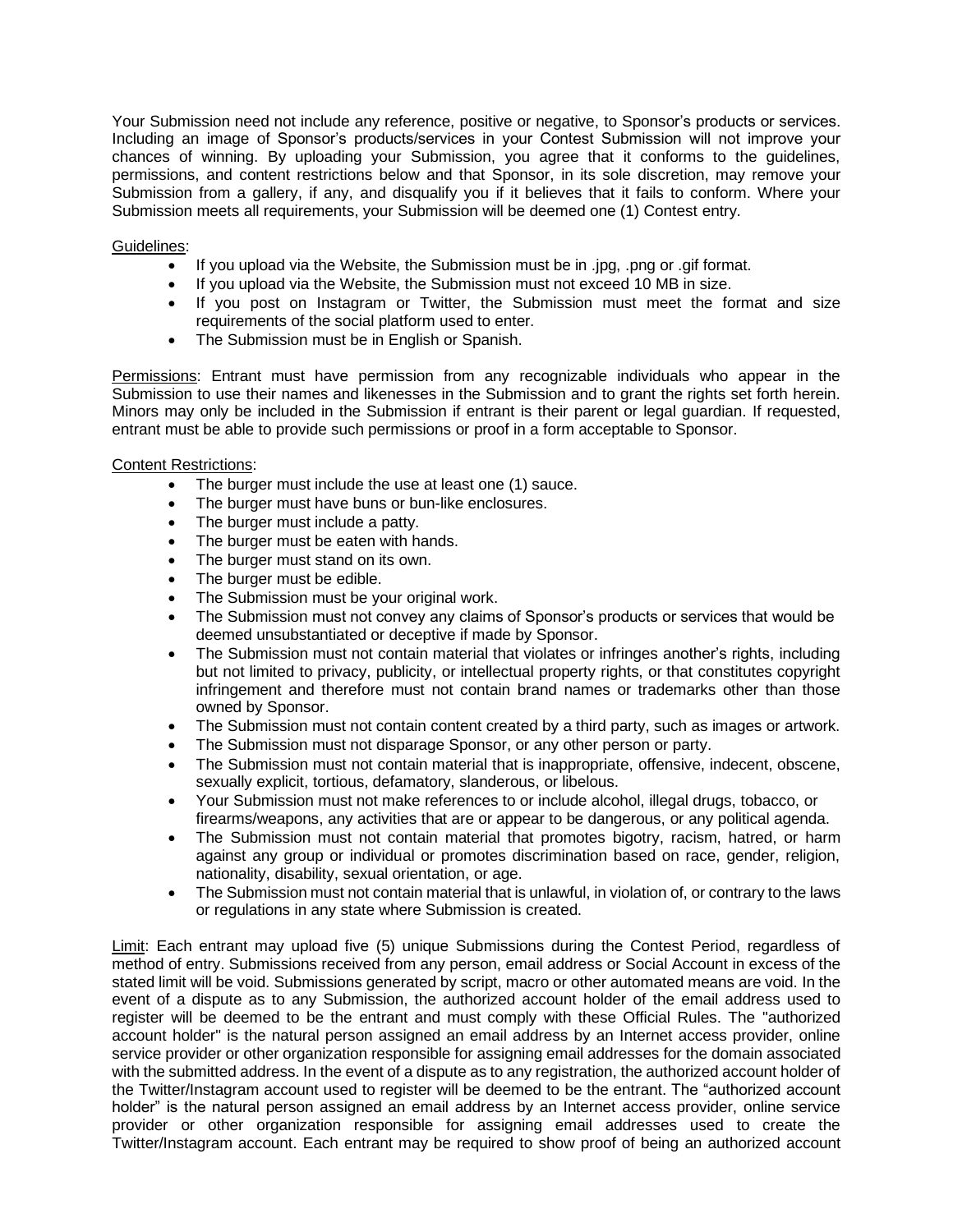Your Submission need not include any reference, positive or negative, to Sponsor's products or services. Including an image of Sponsor's products/services in your Contest Submission will not improve your chances of winning. By uploading your Submission, you agree that it conforms to the guidelines, permissions, and content restrictions below and that Sponsor, in its sole discretion, may remove your Submission from a gallery, if any, and disqualify you if it believes that it fails to conform. Where your Submission meets all requirements, your Submission will be deemed one (1) Contest entry.

Guidelines:

- If you upload via the Website, the Submission must be in .jpg, .png or .gif format.
- If you upload via the Website, the Submission must not exceed 10 MB in size.
- If you post on Instagram or Twitter, the Submission must meet the format and size requirements of the social platform used to enter.
- The Submission must be in English or Spanish.

Permissions: Entrant must have permission from any recognizable individuals who appear in the Submission to use their names and likenesses in the Submission and to grant the rights set forth herein. Minors may only be included in the Submission if entrant is their parent or legal guardian. If requested, entrant must be able to provide such permissions or proof in a form acceptable to Sponsor.

Content Restrictions:

- The burger must include the use at least one (1) sauce.
- The burger must have buns or bun-like enclosures.
- The burger must include a patty.
- The burger must be eaten with hands.
- The burger must stand on its own.
- The burger must be edible.
- The Submission must be your original work.
- The Submission must not convey any claims of Sponsor's products or services that would be deemed unsubstantiated or deceptive if made by Sponsor.
- The Submission must not contain material that violates or infringes another's rights, including but not limited to privacy, publicity, or intellectual property rights, or that constitutes copyright infringement and therefore must not contain brand names or trademarks other than those owned by Sponsor.
- The Submission must not contain content created by a third party, such as images or artwork.
- The Submission must not disparage Sponsor, or any other person or party.
- The Submission must not contain material that is inappropriate, offensive, indecent, obscene, sexually explicit, tortious, defamatory, slanderous, or libelous.
- Your Submission must not make references to or include alcohol, illegal drugs, tobacco, or firearms/weapons, any activities that are or appear to be dangerous, or any political agenda.
- The Submission must not contain material that promotes bigotry, racism, hatred, or harm against any group or individual or promotes discrimination based on race, gender, religion, nationality, disability, sexual orientation, or age.
- The Submission must not contain material that is unlawful, in violation of, or contrary to the laws or regulations in any state where Submission is created.

Limit: Each entrant may upload five (5) unique Submissions during the Contest Period, regardless of method of entry. Submissions received from any person, email address or Social Account in excess of the stated limit will be void. Submissions generated by script, macro or other automated means are void. In the event of a dispute as to any Submission, the authorized account holder of the email address used to register will be deemed to be the entrant and must comply with these Official Rules. The "authorized account holder" is the natural person assigned an email address by an Internet access provider, online service provider or other organization responsible for assigning email addresses for the domain associated with the submitted address. In the event of a dispute as to any registration, the authorized account holder of the Twitter/Instagram account used to register will be deemed to be the entrant. The "authorized account holder" is the natural person assigned an email address by an Internet access provider, online service provider or other organization responsible for assigning email addresses used to create the Twitter/Instagram account. Each entrant may be required to show proof of being an authorized account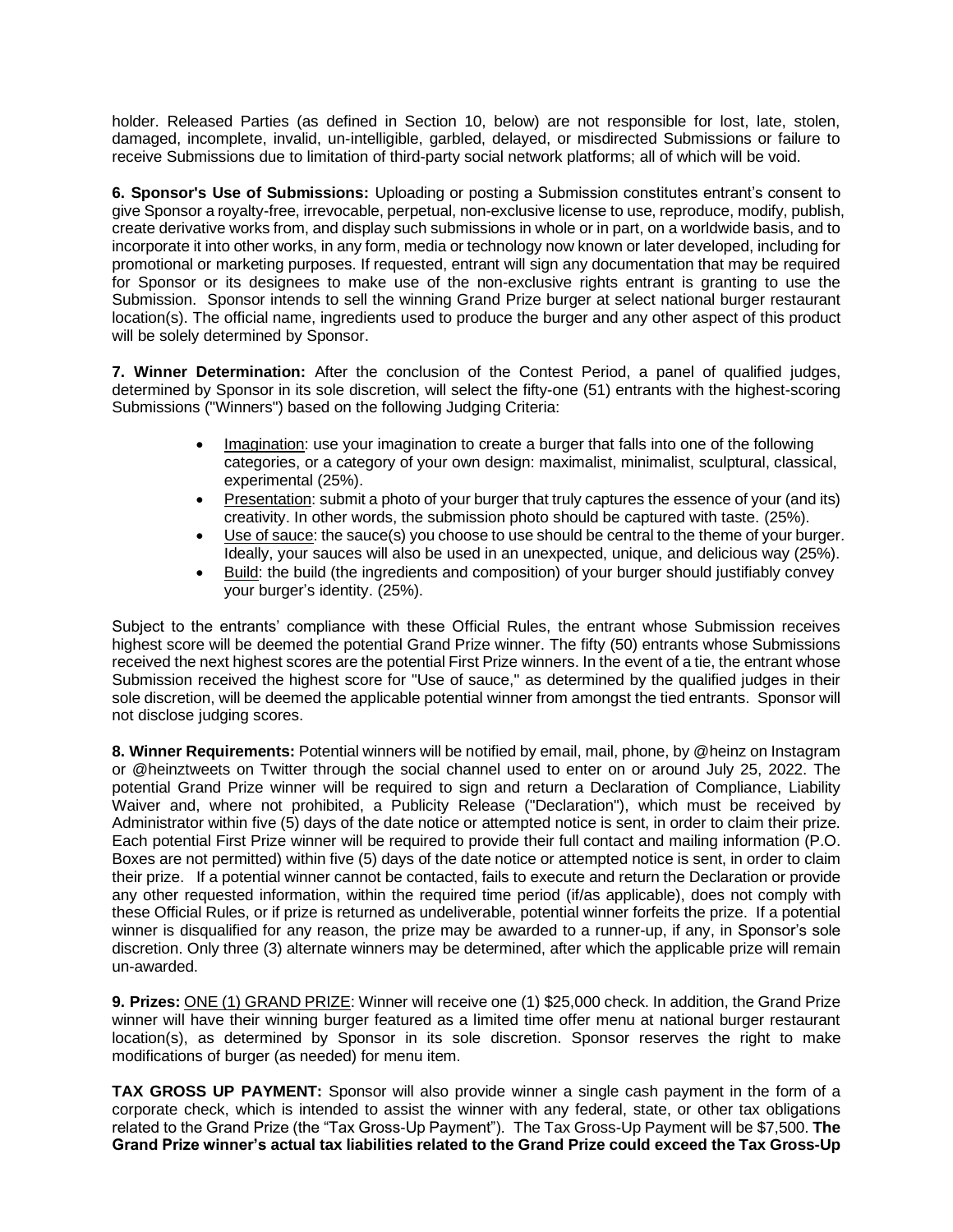holder. Released Parties (as defined in Section 10, below) are not responsible for lost, late, stolen, damaged, incomplete, invalid, un-intelligible, garbled, delayed, or misdirected Submissions or failure to receive Submissions due to limitation of third-party social network platforms; all of which will be void.

**6. Sponsor's Use of Submissions:** Uploading or posting a Submission constitutes entrant's consent to give Sponsor a royalty-free, irrevocable, perpetual, non-exclusive license to use, reproduce, modify, publish, create derivative works from, and display such submissions in whole or in part, on a worldwide basis, and to incorporate it into other works, in any form, media or technology now known or later developed, including for promotional or marketing purposes. If requested, entrant will sign any documentation that may be required for Sponsor or its designees to make use of the non-exclusive rights entrant is granting to use the Submission. Sponsor intends to sell the winning Grand Prize burger at select national burger restaurant location(s). The official name, ingredients used to produce the burger and any other aspect of this product will be solely determined by Sponsor.

**7. Winner Determination:** After the conclusion of the Contest Period, a panel of qualified judges, determined by Sponsor in its sole discretion, will select the fifty-one (51) entrants with the highest-scoring Submissions ("Winners") based on the following Judging Criteria:

- Imagination: use your imagination to create a burger that falls into one of the following categories, or a category of your own design: maximalist, minimalist, sculptural, classical, experimental (25%).
- Presentation: submit a photo of your burger that truly captures the essence of your (and its) creativity. In other words, the submission photo should be captured with taste. (25%).
- Use of sauce: the sauce(s) you choose to use should be central to the theme of your burger. Ideally, your sauces will also be used in an unexpected, unique, and delicious way (25%).
- Build: the build (the ingredients and composition) of your burger should justifiably convey your burger's identity. (25%).

Subject to the entrants' compliance with these Official Rules, the entrant whose Submission receives highest score will be deemed the potential Grand Prize winner. The fifty (50) entrants whose Submissions received the next highest scores are the potential First Prize winners. In the event of a tie, the entrant whose Submission received the highest score for "Use of sauce," as determined by the qualified judges in their sole discretion, will be deemed the applicable potential winner from amongst the tied entrants. Sponsor will not disclose judging scores.

**8. Winner Requirements:** Potential winners will be notified by email, mail, phone, by @heinz on Instagram or @heinztweets on Twitter through the social channel used to enter on or around July 25, 2022. The potential Grand Prize winner will be required to sign and return a Declaration of Compliance, Liability Waiver and, where not prohibited, a Publicity Release ("Declaration"), which must be received by Administrator within five (5) days of the date notice or attempted notice is sent, in order to claim their prize. Each potential First Prize winner will be required to provide their full contact and mailing information (P.O. Boxes are not permitted) within five (5) days of the date notice or attempted notice is sent, in order to claim their prize. If a potential winner cannot be contacted, fails to execute and return the Declaration or provide any other requested information, within the required time period (if/as applicable), does not comply with these Official Rules, or if prize is returned as undeliverable, potential winner forfeits the prize. If a potential winner is disqualified for any reason, the prize may be awarded to a runner-up, if any, in Sponsor's sole discretion. Only three (3) alternate winners may be determined, after which the applicable prize will remain un-awarded.

**9. Prizes:** ONE (1) GRAND PRIZE: Winner will receive one (1) $25,000 check. In addition, the Grand Prize winner will have their winning burger featured as a limited time offer menu at national burger restaurant location(s), as determined by Sponsor in its sole discretion. Sponsor reserves the right to make modifications of burger (as needed) for menu item.

**TAX GROSS UP PAYMENT:** Sponsor will also provide winner a single cash payment in the form of a corporate check, which is intended to assist the winner with any federal, state, or other tax obligations related to the Grand Prize (the "Tax Gross-Up Payment"). The Tax Gross-Up Payment will be $7,500. **The Grand Prize winner's actual tax liabilities related to the Grand Prize could exceed the Tax Gross-Up**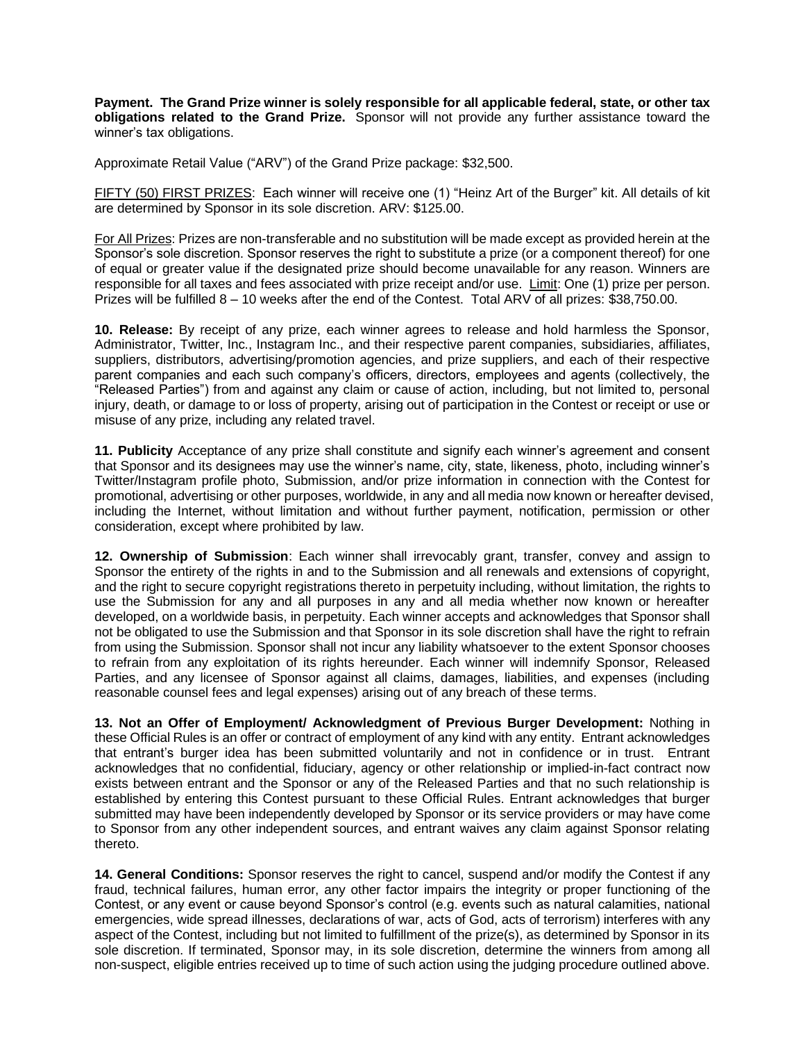**Payment. The Grand Prize winner is solely responsible for all applicable federal, state, or other tax obligations related to the Grand Prize.** Sponsor will not provide any further assistance toward the winner's tax obligations.

Approximate Retail Value ("ARV") of the Grand Prize package: $32,500.

FIFTY (50) FIRST PRIZES: Each winner will receive one (1) "Heinz Art of the Burger" kit. All details of kit are determined by Sponsor in its sole discretion. ARV: $125.00.

For All Prizes: Prizes are non-transferable and no substitution will be made except as provided herein at the Sponsor's sole discretion. Sponsor reserves the right to substitute a prize (or a component thereof) for one of equal or greater value if the designated prize should become unavailable for any reason. Winners are responsible for all taxes and fees associated with prize receipt and/or use. Limit: One (1) prize per person. Prizes will be fulfilled 8 – 10 weeks after the end of the Contest. Total ARV of all prizes: $38,750.00.

**10. Release:** By receipt of any prize, each winner agrees to release and hold harmless the Sponsor, Administrator, Twitter, Inc., Instagram Inc., and their respective parent companies, subsidiaries, affiliates, suppliers, distributors, advertising/promotion agencies, and prize suppliers, and each of their respective parent companies and each such company's officers, directors, employees and agents (collectively, the "Released Parties") from and against any claim or cause of action, including, but not limited to, personal injury, death, or damage to or loss of property, arising out of participation in the Contest or receipt or use or misuse of any prize, including any related travel.

**11. Publicity** Acceptance of any prize shall constitute and signify each winner's agreement and consent that Sponsor and its designees may use the winner's name, city, state, likeness, photo, including winner's Twitter/Instagram profile photo, Submission, and/or prize information in connection with the Contest for promotional, advertising or other purposes, worldwide, in any and all media now known or hereafter devised, including the Internet, without limitation and without further payment, notification, permission or other consideration, except where prohibited by law.

**12. Ownership of Submission**: Each winner shall irrevocably grant, transfer, convey and assign to Sponsor the entirety of the rights in and to the Submission and all renewals and extensions of copyright, and the right to secure copyright registrations thereto in perpetuity including, without limitation, the rights to use the Submission for any and all purposes in any and all media whether now known or hereafter developed, on a worldwide basis, in perpetuity. Each winner accepts and acknowledges that Sponsor shall not be obligated to use the Submission and that Sponsor in its sole discretion shall have the right to refrain from using the Submission. Sponsor shall not incur any liability whatsoever to the extent Sponsor chooses to refrain from any exploitation of its rights hereunder. Each winner will indemnify Sponsor, Released Parties, and any licensee of Sponsor against all claims, damages, liabilities, and expenses (including reasonable counsel fees and legal expenses) arising out of any breach of these terms.

**13. Not an Offer of Employment/ Acknowledgment of Previous Burger Development:** Nothing in these Official Rules is an offer or contract of employment of any kind with any entity. Entrant acknowledges that entrant's burger idea has been submitted voluntarily and not in confidence or in trust. Entrant acknowledges that no confidential, fiduciary, agency or other relationship or implied-in-fact contract now exists between entrant and the Sponsor or any of the Released Parties and that no such relationship is established by entering this Contest pursuant to these Official Rules. Entrant acknowledges that burger submitted may have been independently developed by Sponsor or its service providers or may have come to Sponsor from any other independent sources, and entrant waives any claim against Sponsor relating thereto.

**14. General Conditions:** Sponsor reserves the right to cancel, suspend and/or modify the Contest if any fraud, technical failures, human error, any other factor impairs the integrity or proper functioning of the Contest, or any event or cause beyond Sponsor's control (e.g. events such as natural calamities, national emergencies, wide spread illnesses, declarations of war, acts of God, acts of terrorism) interferes with any aspect of the Contest, including but not limited to fulfillment of the prize(s), as determined by Sponsor in its sole discretion. If terminated, Sponsor may, in its sole discretion, determine the winners from among all non-suspect, eligible entries received up to time of such action using the judging procedure outlined above.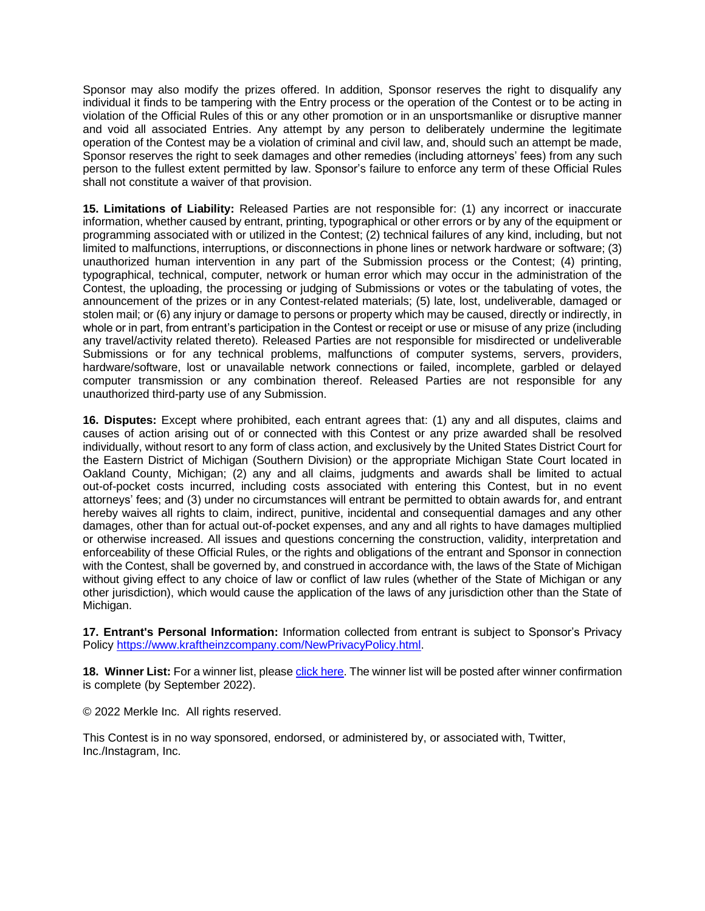Sponsor may also modify the prizes offered. In addition, Sponsor reserves the right to disqualify any individual it finds to be tampering with the Entry process or the operation of the Contest or to be acting in violation of the Official Rules of this or any other promotion or in an unsportsmanlike or disruptive manner and void all associated Entries. Any attempt by any person to deliberately undermine the legitimate operation of the Contest may be a violation of criminal and civil law, and, should such an attempt be made, Sponsor reserves the right to seek damages and other remedies (including attorneys' fees) from any such person to the fullest extent permitted by law. Sponsor's failure to enforce any term of these Official Rules shall not constitute a waiver of that provision.

**15. Limitations of Liability:** Released Parties are not responsible for: (1) any incorrect or inaccurate information, whether caused by entrant, printing, typographical or other errors or by any of the equipment or programming associated with or utilized in the Contest; (2) technical failures of any kind, including, but not limited to malfunctions, interruptions, or disconnections in phone lines or network hardware or software; (3) unauthorized human intervention in any part of the Submission process or the Contest; (4) printing, typographical, technical, computer, network or human error which may occur in the administration of the Contest, the uploading, the processing or judging of Submissions or votes or the tabulating of votes, the announcement of the prizes or in any Contest-related materials; (5) late, lost, undeliverable, damaged or stolen mail; or (6) any injury or damage to persons or property which may be caused, directly or indirectly, in whole or in part, from entrant's participation in the Contest or receipt or use or misuse of any prize (including any travel/activity related thereto). Released Parties are not responsible for misdirected or undeliverable Submissions or for any technical problems, malfunctions of computer systems, servers, providers, hardware/software, lost or unavailable network connections or failed, incomplete, garbled or delayed computer transmission or any combination thereof. Released Parties are not responsible for any unauthorized third-party use of any Submission.

**16. Disputes:** Except where prohibited, each entrant agrees that: (1) any and all disputes, claims and causes of action arising out of or connected with this Contest or any prize awarded shall be resolved individually, without resort to any form of class action, and exclusively by the United States District Court for the Eastern District of Michigan (Southern Division) or the appropriate Michigan State Court located in Oakland County, Michigan; (2) any and all claims, judgments and awards shall be limited to actual out-of-pocket costs incurred, including costs associated with entering this Contest, but in no event attorneys' fees; and (3) under no circumstances will entrant be permitted to obtain awards for, and entrant hereby waives all rights to claim, indirect, punitive, incidental and consequential damages and any other damages, other than for actual out-of-pocket expenses, and any and all rights to have damages multiplied or otherwise increased. All issues and questions concerning the construction, validity, interpretation and enforceability of these Official Rules, or the rights and obligations of the entrant and Sponsor in connection with the Contest, shall be governed by, and construed in accordance with, the laws of the State of Michigan without giving effect to any choice of law or conflict of law rules (whether of the State of Michigan or any other jurisdiction), which would cause the application of the laws of any jurisdiction other than the State of Michigan.

**17. Entrant's Personal Information:** Information collected from entrant is subject to Sponsor's Privacy Policy [https://www.kraftheinzcompany.com/NewPrivacyPolicy.html](https://www.kraftheinzcompany.com/NewPrivacyPolicy.html).

**18. Winner List:** For a winner list, please click here. The winner list will be posted after winner confirmation is complete (by September 2022).

© 2022 Merkle Inc. All rights reserved.

This Contest is in no way sponsored, endorsed, or administered by, or associated with, Twitter, Inc./Instagram, Inc.